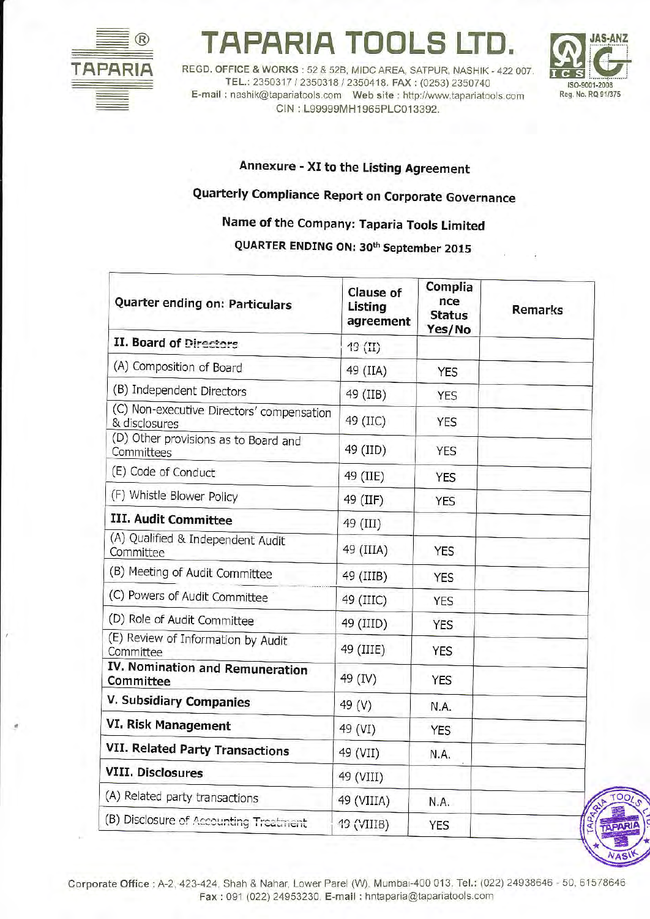# TAPARIA TOOLS LTD.

REGD. OFFICE & WORKS : 52 & 52B, MIDC AREA, SATPUR, NASHIK - 422 007.
TEL.: 2350317 / 2350318 / 2350418. FAX : (0253) 2350740
E-mail : nashik@tapariatools.com Web site : http://www.tapariatools.com
CIN : L99999MH1965PLC013392.

## Annexure - XI to the Listing Agreement

## Quarterly Compliance Report on Corporate Governance

## Name of the Company: Taparia Tools Limited

## QUARTER ENDING ON: 30th September 2015

| Quarter ending on: Particulars | Clause of Listing agreement | Compliance Status Yes/No | Remarks |
|---|---|---|---|
| **II. Board of Directors** | 49 (II) | | |
| (A) Composition of Board | 49 (IIA) | YES | |
| (B) Independent Directors | 49 (IIB) | YES | |
| (C) Non-executive Directors' compensation & disclosures | 49 (IIC) | YES | |
| (D) Other provisions as to Board and Committees | 49 (IID) | YES | |
| (E) Code of Conduct | 49 (IIE) | YES | |
| (F) Whistle Blower Policy | 49 (IIF) | YES | |
| **III. Audit Committee** | 49 (III) | | |
| (A) Qualified & Independent Audit Committee | 49 (IIIA) | YES | |
| (B) Meeting of Audit Committee | 49 (IIIB) | YES | |
| (C) Powers of Audit Committee | 49 (IIIC) | YES | |
| (D) Role of Audit Committee | 49 (IIID) | YES | |
| (E) Review of Information by Audit Committee | 49 (IIIE) | YES | |
| **IV. Nomination and Remuneration Committee** | 49 (IV) | YES | |
| **V. Subsidiary Companies** | 49 (V) | N.A. | |
| **VI. Risk Management** | 49 (VI) | YES | |
| **VII. Related Party Transactions** | 49 (VII) | N.A. | |
| **VIII. Disclosures** | 49 (VIII) | | |
| (A) Related party transactions | 49 (VIIIA) | N.A. | |
| (B) Disclosure of Accounting Treatment | 49 (VIIIB) | YES | |

Corporate Office : A-2, 423-424, Shah & Nahar, Lower Parel (W), Mumbai-400 013. Tel.: (022) 24938646 - 50, 61578646
Fax : 091 (022) 24953230. E-mail : hntaparia@tapariatools.com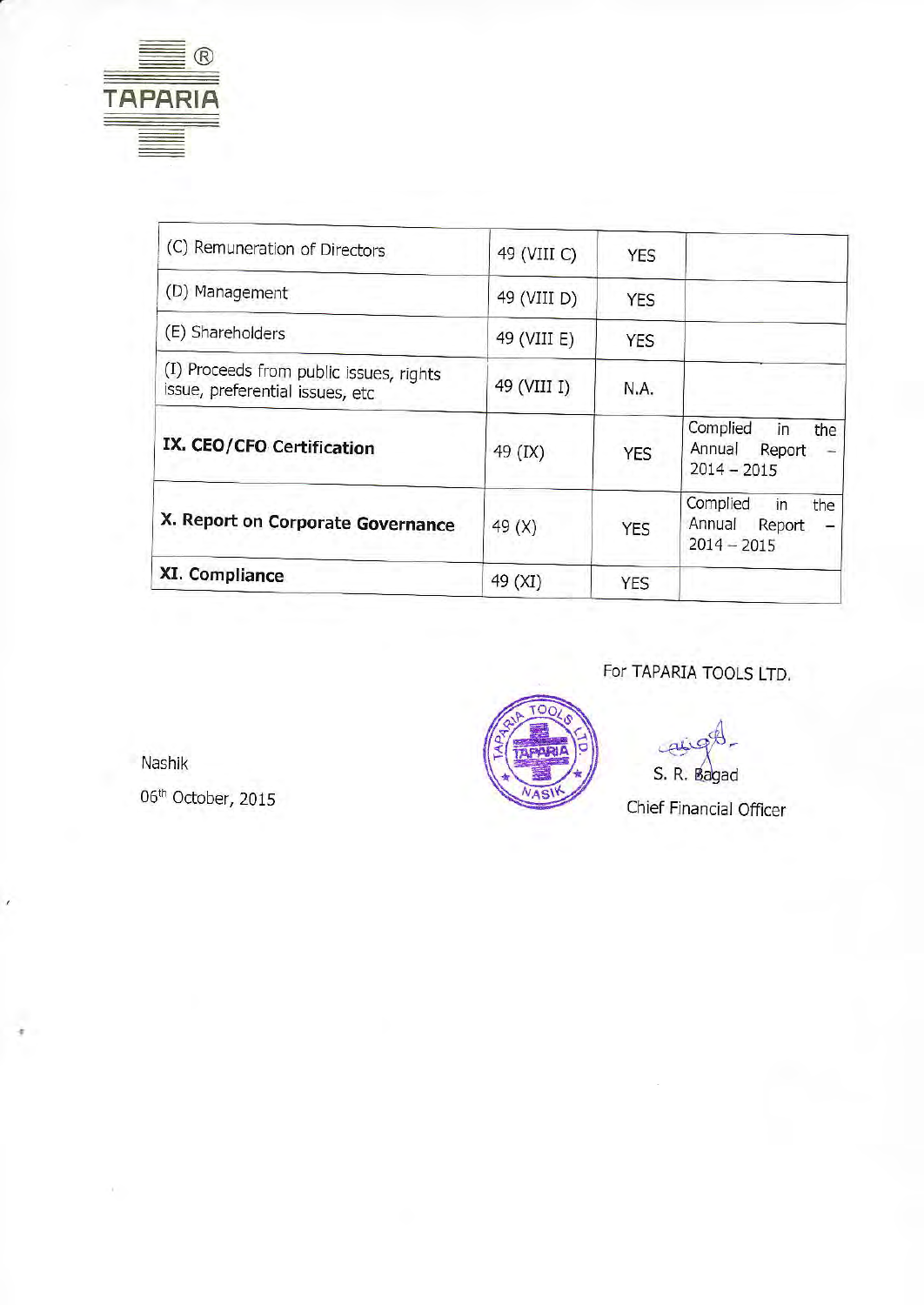TAPARIA

| | | | |
|---|---|---|---|
| (C) Remuneration of Directors | 49 (VIII C) | YES | |
| (D) Management | 49 (VIII D) | YES | |
| (E) Shareholders | 49 (VIII E) | YES | |
| (I) Proceeds from public issues, rights issue, preferential issues, etc | 49 (VIII I) | N.A. | |
| **IX. CEO/CFO Certification** | 49 (IX) | YES | Complied in the Annual Report – 2014 – 2015 |
| **X. Report on Corporate Governance** | 49 (X) | YES | Complied in the Annual Report – 2014 – 2015 |
| **XI. Compliance** | 49 (XI) | YES | |

For TAPARIA TOOLS LTD.

Nashik

06th October, 2015

S. R. Bagad

Chief Financial Officer